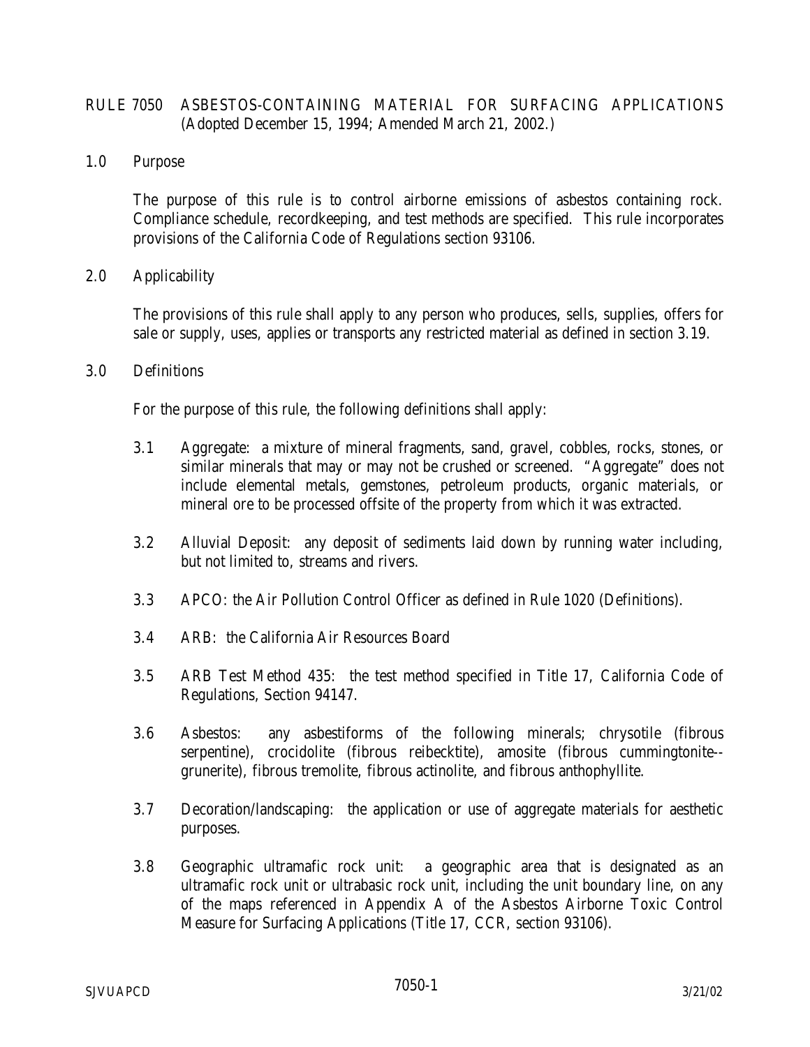# RULE 7050 ASBESTOS-CONTAINING MATERIAL FOR SURFACING APPLICATIONS (Adopted December 15, 1994; Amended March 21, 2002.)

## 1.0 Purpose

The purpose of this rule is to control airborne emissions of asbestos containing rock. Compliance schedule, recordkeeping, and test methods are specified. This rule incorporates provisions of the California Code of Regulations section 93106.

## 2.0 Applicability

The provisions of this rule shall apply to any person who produces, sells, supplies, offers for sale or supply, uses, applies or transports any restricted material as defined in section 3.19.

## 3.0 Definitions

For the purpose of this rule, the following definitions shall apply:

3.1 Aggregate: a mixture of mineral fragments, sand, gravel, cobbles, rocks, stones, or similar minerals that may or may not be crushed or screened. "Aggregate" does not include elemental metals, gemstones, petroleum products, organic materials, or mineral ore to be processed offsite of the property from which it was extracted.

3.2 Alluvial Deposit: any deposit of sediments laid down by running water including, but not limited to, streams and rivers.

3.3 APCO: the Air Pollution Control Officer as defined in Rule 1020 (Definitions).

3.4 ARB: the California Air Resources Board

3.5 ARB Test Method 435: the test method specified in Title 17, California Code of Regulations, Section 94147.

3.6 Asbestos: any asbestiforms of the following minerals; chrysotile (fibrous serpentine), crocidolite (fibrous reibecktite), amosite (fibrous cummingtonite--grunerite), fibrous tremolite, fibrous actinolite, and fibrous anthophyllite.

3.7 Decoration/landscaping: the application or use of aggregate materials for aesthetic purposes.

3.8 Geographic ultramafic rock unit: a geographic area that is designated as an ultramafic rock unit or ultrabasic rock unit, including the unit boundary line, on any of the maps referenced in Appendix A of the Asbestos Airborne Toxic Control Measure for Surfacing Applications (Title 17, CCR, section 93106).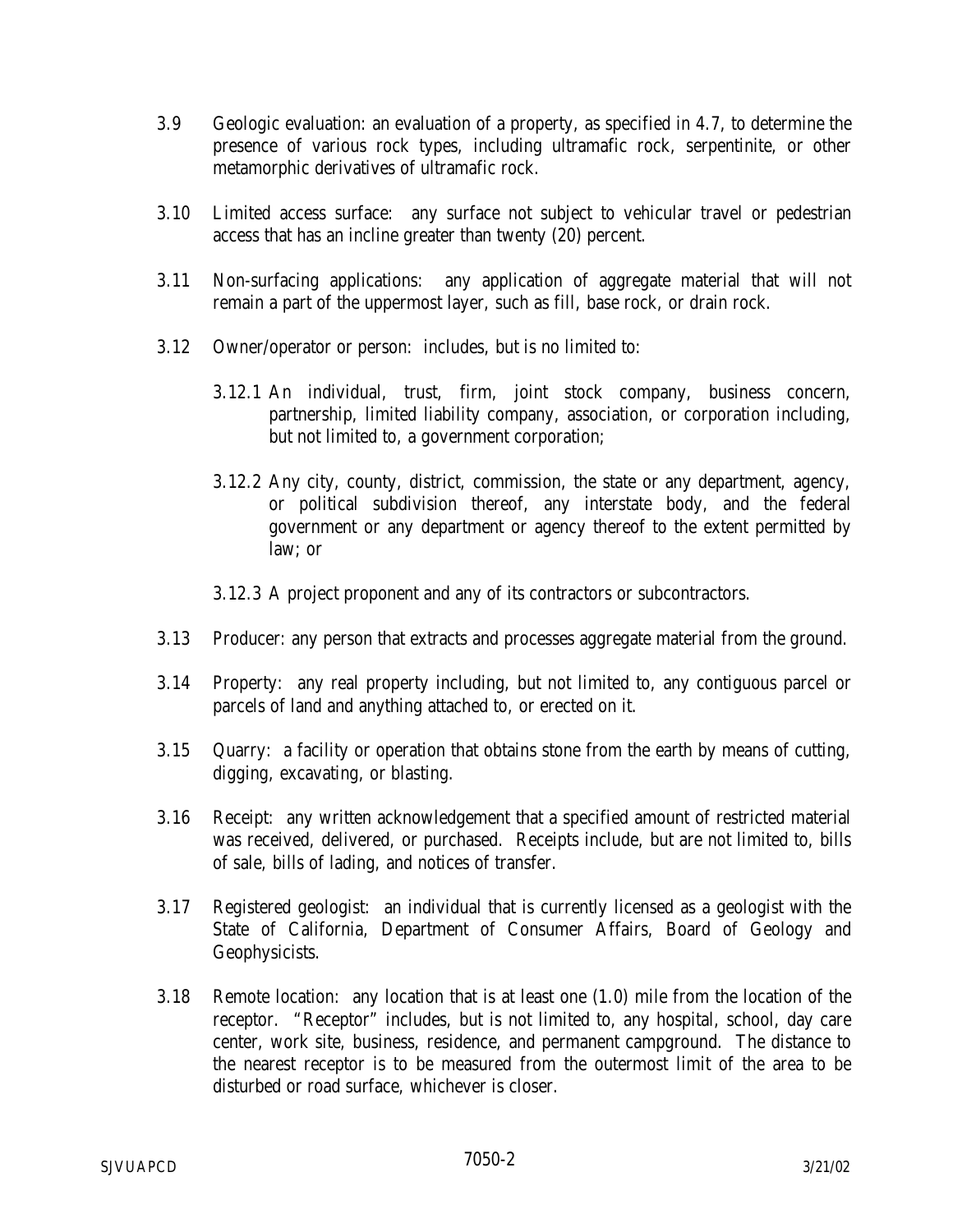3.9 Geologic evaluation: an evaluation of a property, as specified in 4.7, to determine the presence of various rock types, including ultramafic rock, serpentinite, or other metamorphic derivatives of ultramafic rock.

3.10 Limited access surface: any surface not subject to vehicular travel or pedestrian access that has an incline greater than twenty (20) percent.

3.11 Non-surfacing applications: any application of aggregate material that will not remain a part of the uppermost layer, such as fill, base rock, or drain rock.

3.12 Owner/operator or person: includes, but is no limited to:

3.12.1 An individual, trust, firm, joint stock company, business concern, partnership, limited liability company, association, or corporation including, but not limited to, a government corporation;

3.12.2 Any city, county, district, commission, the state or any department, agency, or political subdivision thereof, any interstate body, and the federal government or any department or agency thereof to the extent permitted by law; or

3.12.3 A project proponent and any of its contractors or subcontractors.

3.13 Producer: any person that extracts and processes aggregate material from the ground.

3.14 Property: any real property including, but not limited to, any contiguous parcel or parcels of land and anything attached to, or erected on it.

3.15 Quarry: a facility or operation that obtains stone from the earth by means of cutting, digging, excavating, or blasting.

3.16 Receipt: any written acknowledgement that a specified amount of restricted material was received, delivered, or purchased. Receipts include, but are not limited to, bills of sale, bills of lading, and notices of transfer.

3.17 Registered geologist: an individual that is currently licensed as a geologist with the State of California, Department of Consumer Affairs, Board of Geology and Geophysicists.

3.18 Remote location: any location that is at least one (1.0) mile from the location of the receptor. "Receptor" includes, but is not limited to, any hospital, school, day care center, work site, business, residence, and permanent campground. The distance to the nearest receptor is to be measured from the outermost limit of the area to be disturbed or road surface, whichever is closer.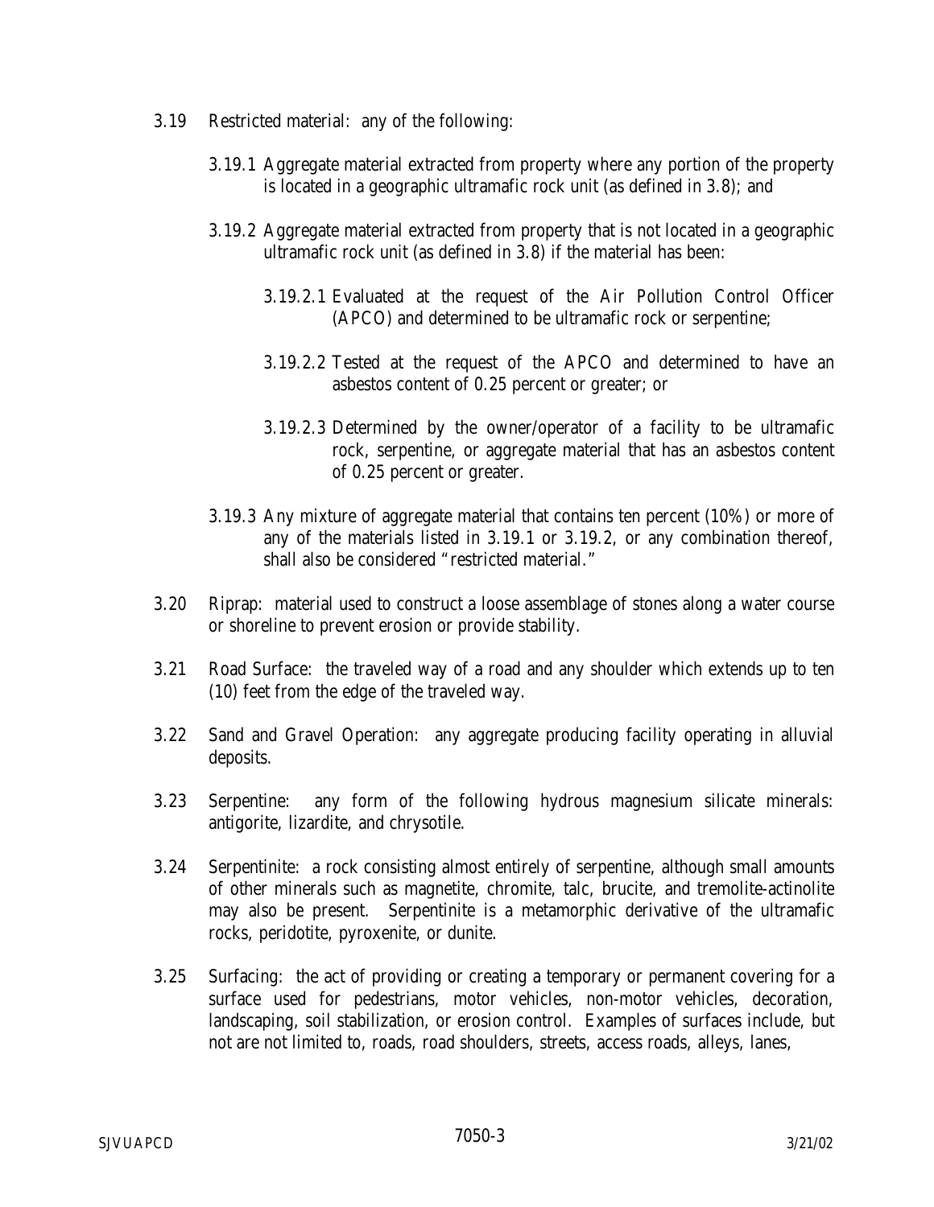3.19 Restricted material: any of the following:

3.19.1 Aggregate material extracted from property where any portion of the property is located in a geographic ultramafic rock unit (as defined in 3.8); and

3.19.2 Aggregate material extracted from property that is not located in a geographic ultramafic rock unit (as defined in 3.8) if the material has been:

3.19.2.1 Evaluated at the request of the Air Pollution Control Officer (APCO) and determined to be ultramafic rock or serpentine;

3.19.2.2 Tested at the request of the APCO and determined to have an asbestos content of 0.25 percent or greater; or

3.19.2.3 Determined by the owner/operator of a facility to be ultramafic rock, serpentine, or aggregate material that has an asbestos content of 0.25 percent or greater.

3.19.3 Any mixture of aggregate material that contains ten percent (10%) or more of any of the materials listed in 3.19.1 or 3.19.2, or any combination thereof, shall also be considered "restricted material."

3.20 Riprap: material used to construct a loose assemblage of stones along a water course or shoreline to prevent erosion or provide stability.

3.21 Road Surface: the traveled way of a road and any shoulder which extends up to ten (10) feet from the edge of the traveled way.

3.22 Sand and Gravel Operation: any aggregate producing facility operating in alluvial deposits.

3.23 Serpentine: any form of the following hydrous magnesium silicate minerals: antigorite, lizardite, and chrysotile.

3.24 Serpentinite: a rock consisting almost entirely of serpentine, although small amounts of other minerals such as magnetite, chromite, talc, brucite, and tremolite-actinolite may also be present. Serpentinite is a metamorphic derivative of the ultramafic rocks, peridotite, pyroxenite, or dunite.

3.25 Surfacing: the act of providing or creating a temporary or permanent covering for a surface used for pedestrians, motor vehicles, non-motor vehicles, decoration, landscaping, soil stabilization, or erosion control. Examples of surfaces include, but not are not limited to, roads, road shoulders, streets, access roads, alleys, lanes,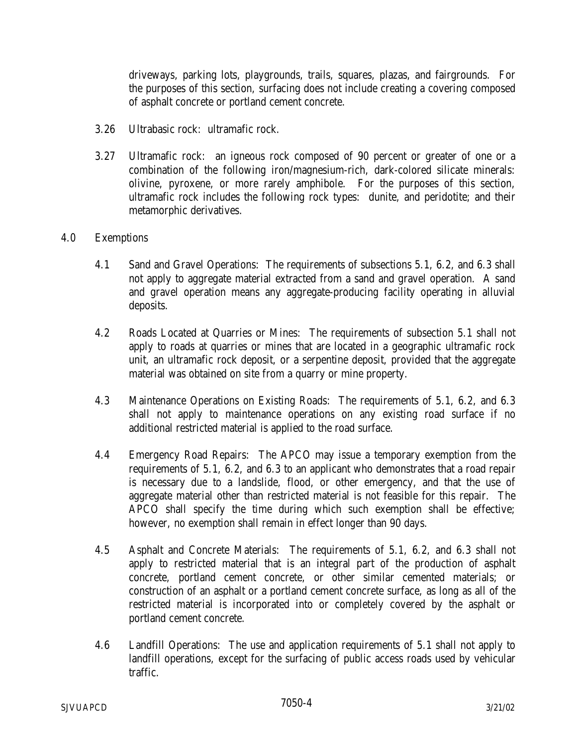driveways, parking lots, playgrounds, trails, squares, plazas, and fairgrounds. For the purposes of this section, surfacing does not include creating a covering composed of asphalt concrete or portland cement concrete.

3.26 Ultrabasic rock: ultramafic rock.

3.27 Ultramafic rock: an igneous rock composed of 90 percent or greater of one or a combination of the following iron/magnesium-rich, dark-colored silicate minerals: olivine, pyroxene, or more rarely amphibole. For the purposes of this section, ultramafic rock includes the following rock types: dunite, and peridotite; and their metamorphic derivatives.

## 4.0 Exemptions

4.1 Sand and Gravel Operations: The requirements of subsections 5.1, 6.2, and 6.3 shall not apply to aggregate material extracted from a sand and gravel operation. A sand and gravel operation means any aggregate-producing facility operating in alluvial deposits.

4.2 Roads Located at Quarries or Mines: The requirements of subsection 5.1 shall not apply to roads at quarries or mines that are located in a geographic ultramafic rock unit, an ultramafic rock deposit, or a serpentine deposit, provided that the aggregate material was obtained on site from a quarry or mine property.

4.3 Maintenance Operations on Existing Roads: The requirements of 5.1, 6.2, and 6.3 shall not apply to maintenance operations on any existing road surface if no additional restricted material is applied to the road surface.

4.4 Emergency Road Repairs: The APCO may issue a temporary exemption from the requirements of 5.1, 6.2, and 6.3 to an applicant who demonstrates that a road repair is necessary due to a landslide, flood, or other emergency, and that the use of aggregate material other than restricted material is not feasible for this repair. The APCO shall specify the time during which such exemption shall be effective; however, no exemption shall remain in effect longer than 90 days.

4.5 Asphalt and Concrete Materials: The requirements of 5.1, 6.2, and 6.3 shall not apply to restricted material that is an integral part of the production of asphalt concrete, portland cement concrete, or other similar cemented materials; or construction of an asphalt or a portland cement concrete surface, as long as all of the restricted material is incorporated into or completely covered by the asphalt or portland cement concrete.

4.6 Landfill Operations: The use and application requirements of 5.1 shall not apply to landfill operations, except for the surfacing of public access roads used by vehicular traffic.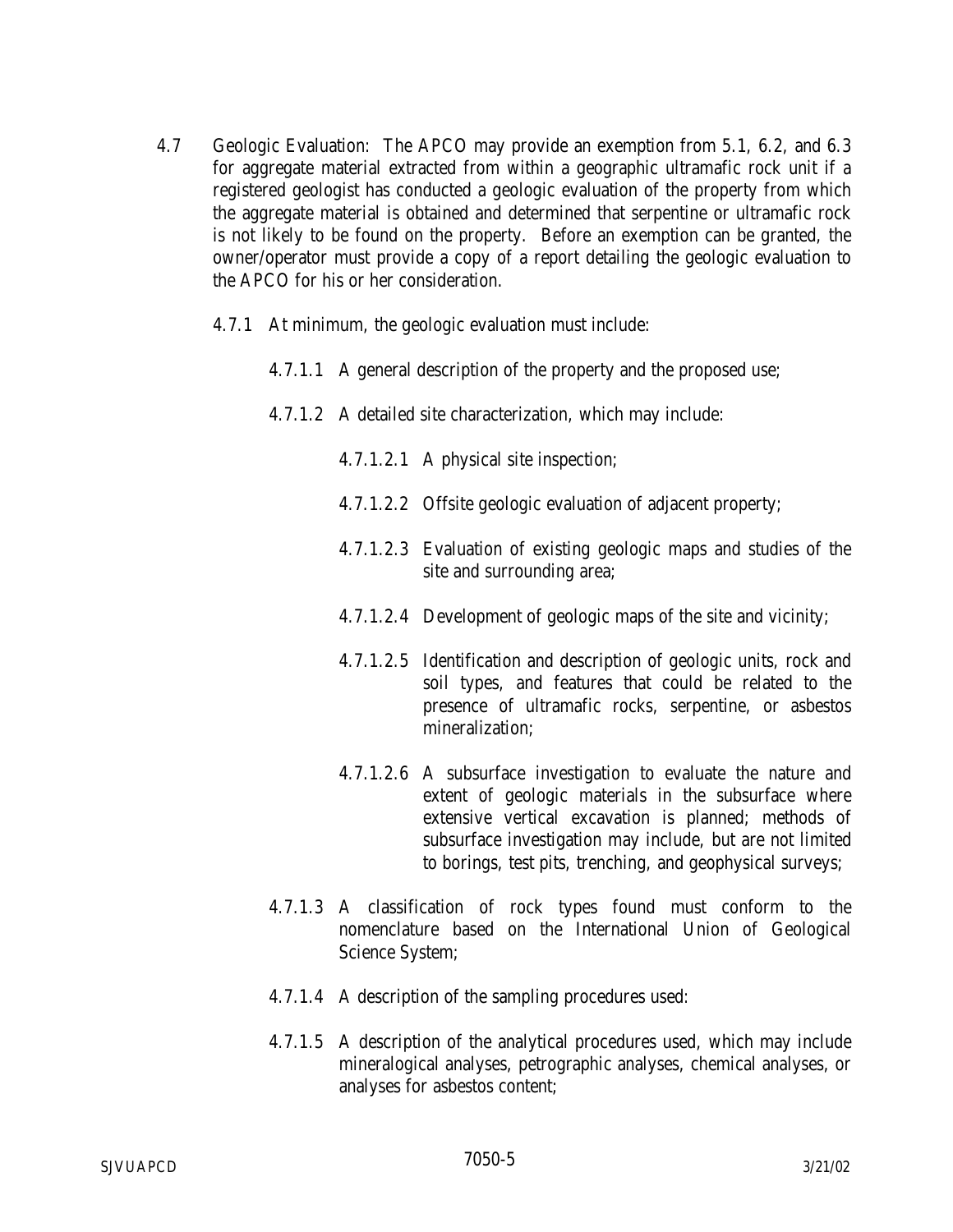4.7 Geologic Evaluation: The APCO may provide an exemption from 5.1, 6.2, and 6.3 for aggregate material extracted from within a geographic ultramafic rock unit if a registered geologist has conducted a geologic evaluation of the property from which the aggregate material is obtained and determined that serpentine or ultramafic rock is not likely to be found on the property. Before an exemption can be granted, the owner/operator must provide a copy of a report detailing the geologic evaluation to the APCO for his or her consideration.

4.7.1 At minimum, the geologic evaluation must include:

4.7.1.1 A general description of the property and the proposed use;

4.7.1.2 A detailed site characterization, which may include:

4.7.1.2.1 A physical site inspection;

4.7.1.2.2 Offsite geologic evaluation of adjacent property;

4.7.1.2.3 Evaluation of existing geologic maps and studies of the site and surrounding area;

4.7.1.2.4 Development of geologic maps of the site and vicinity;

4.7.1.2.5 Identification and description of geologic units, rock and soil types, and features that could be related to the presence of ultramafic rocks, serpentine, or asbestos mineralization;

4.7.1.2.6 A subsurface investigation to evaluate the nature and extent of geologic materials in the subsurface where extensive vertical excavation is planned; methods of subsurface investigation may include, but are not limited to borings, test pits, trenching, and geophysical surveys;

4.7.1.3 A classification of rock types found must conform to the nomenclature based on the International Union of Geological Science System;

4.7.1.4 A description of the sampling procedures used:

4.7.1.5 A description of the analytical procedures used, which may include mineralogical analyses, petrographic analyses, chemical analyses, or analyses for asbestos content;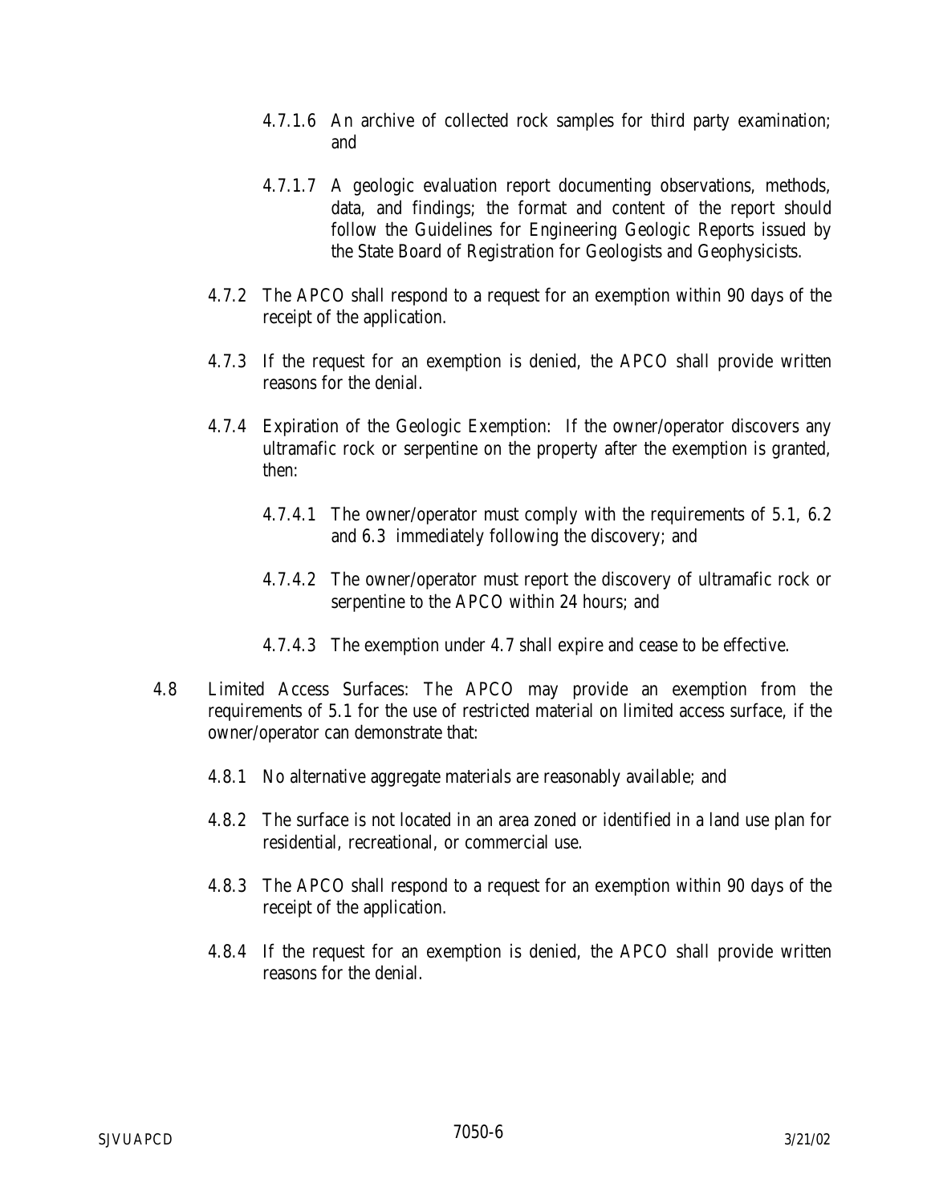4.7.1.6 An archive of collected rock samples for third party examination; and

4.7.1.7 A geologic evaluation report documenting observations, methods, data, and findings; the format and content of the report should follow the Guidelines for Engineering Geologic Reports issued by the State Board of Registration for Geologists and Geophysicists.

4.7.2 The APCO shall respond to a request for an exemption within 90 days of the receipt of the application.

4.7.3 If the request for an exemption is denied, the APCO shall provide written reasons for the denial.

4.7.4 Expiration of the Geologic Exemption: If the owner/operator discovers any ultramafic rock or serpentine on the property after the exemption is granted, then:

4.7.4.1 The owner/operator must comply with the requirements of 5.1, 6.2 and 6.3 immediately following the discovery; and

4.7.4.2 The owner/operator must report the discovery of ultramafic rock or serpentine to the APCO within 24 hours; and

4.7.4.3 The exemption under 4.7 shall expire and cease to be effective.

4.8 Limited Access Surfaces: The APCO may provide an exemption from the requirements of 5.1 for the use of restricted material on limited access surface, if the owner/operator can demonstrate that:

4.8.1 No alternative aggregate materials are reasonably available; and

4.8.2 The surface is not located in an area zoned or identified in a land use plan for residential, recreational, or commercial use.

4.8.3 The APCO shall respond to a request for an exemption within 90 days of the receipt of the application.

4.8.4 If the request for an exemption is denied, the APCO shall provide written reasons for the denial.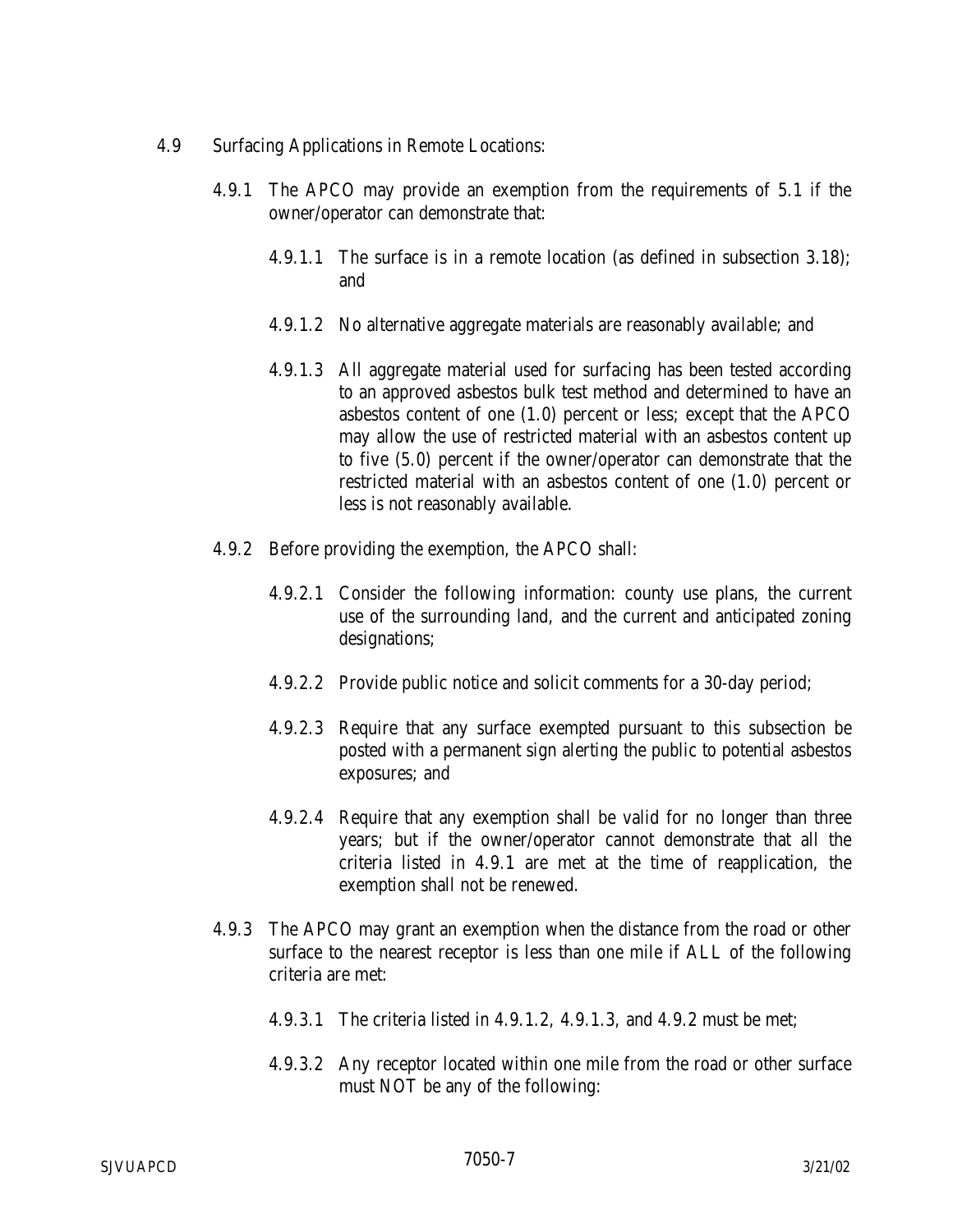4.9 Surfacing Applications in Remote Locations:

4.9.1 The APCO may provide an exemption from the requirements of 5.1 if the owner/operator can demonstrate that:

4.9.1.1 The surface is in a remote location (as defined in subsection 3.18); and

4.9.1.2 No alternative aggregate materials are reasonably available; and

4.9.1.3 All aggregate material used for surfacing has been tested according to an approved asbestos bulk test method and determined to have an asbestos content of one (1.0) percent or less; except that the APCO may allow the use of restricted material with an asbestos content up to five (5.0) percent if the owner/operator can demonstrate that the restricted material with an asbestos content of one (1.0) percent or less is not reasonably available.

4.9.2 Before providing the exemption, the APCO shall:

4.9.2.1 Consider the following information: county use plans, the current use of the surrounding land, and the current and anticipated zoning designations;

4.9.2.2 Provide public notice and solicit comments for a 30-day period;

4.9.2.3 Require that any surface exempted pursuant to this subsection be posted with a permanent sign alerting the public to potential asbestos exposures; and

4.9.2.4 Require that any exemption shall be valid for no longer than three years; but if the owner/operator cannot demonstrate that all the criteria listed in 4.9.1 are met at the time of reapplication, the exemption shall not be renewed.

4.9.3 The APCO may grant an exemption when the distance from the road or other surface to the nearest receptor is less than one mile if ALL of the following criteria are met:

4.9.3.1 The criteria listed in 4.9.1.2, 4.9.1.3, and 4.9.2 must be met;

4.9.3.2 Any receptor located within one mile from the road or other surface must NOT be any of the following: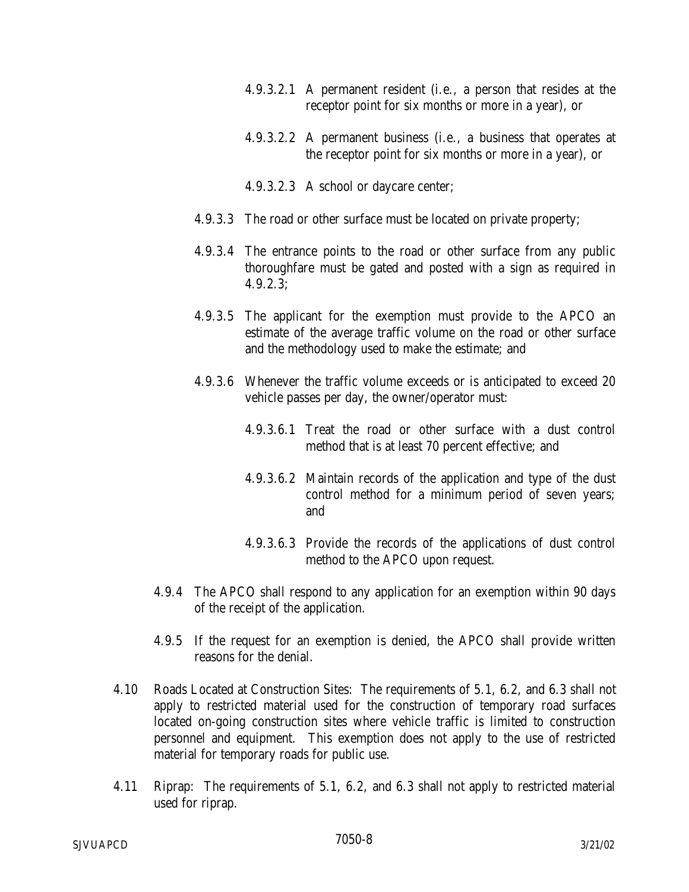4.9.3.2.1 A permanent resident (i.e., a person that resides at the receptor point for six months or more in a year), or

4.9.3.2.2 A permanent business (i.e., a business that operates at the receptor point for six months or more in a year), or

4.9.3.2.3 A school or daycare center;

4.9.3.3 The road or other surface must be located on private property;

4.9.3.4 The entrance points to the road or other surface from any public thoroughfare must be gated and posted with a sign as required in 4.9.2.3;

4.9.3.5 The applicant for the exemption must provide to the APCO an estimate of the average traffic volume on the road or other surface and the methodology used to make the estimate; and

4.9.3.6 Whenever the traffic volume exceeds or is anticipated to exceed 20 vehicle passes per day, the owner/operator must:

4.9.3.6.1 Treat the road or other surface with a dust control method that is at least 70 percent effective; and

4.9.3.6.2 Maintain records of the application and type of the dust control method for a minimum period of seven years; and

4.9.3.6.3 Provide the records of the applications of dust control method to the APCO upon request.

4.9.4 The APCO shall respond to any application for an exemption within 90 days of the receipt of the application.

4.9.5 If the request for an exemption is denied, the APCO shall provide written reasons for the denial.

4.10 Roads Located at Construction Sites: The requirements of 5.1, 6.2, and 6.3 shall not apply to restricted material used for the construction of temporary road surfaces located on-going construction sites where vehicle traffic is limited to construction personnel and equipment. This exemption does not apply to the use of restricted material for temporary roads for public use.

4.11 Riprap: The requirements of 5.1, 6.2, and 6.3 shall not apply to restricted material used for riprap.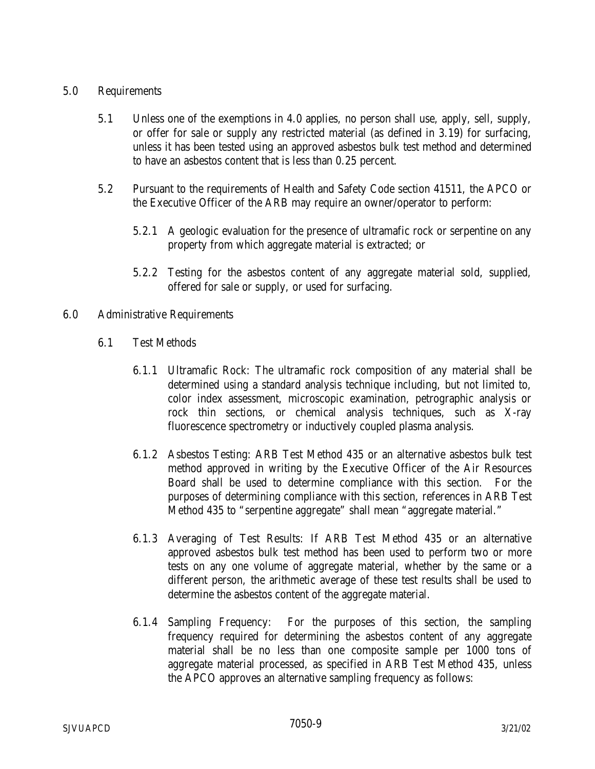5.0 Requirements

5.1 Unless one of the exemptions in 4.0 applies, no person shall use, apply, sell, supply, or offer for sale or supply any restricted material (as defined in 3.19) for surfacing, unless it has been tested using an approved asbestos bulk test method and determined to have an asbestos content that is less than 0.25 percent.

5.2 Pursuant to the requirements of Health and Safety Code section 41511, the APCO or the Executive Officer of the ARB may require an owner/operator to perform:

5.2.1 A geologic evaluation for the presence of ultramafic rock or serpentine on any property from which aggregate material is extracted; or

5.2.2 Testing for the asbestos content of any aggregate material sold, supplied, offered for sale or supply, or used for surfacing.

6.0 Administrative Requirements

6.1 Test Methods

6.1.1 Ultramafic Rock: The ultramafic rock composition of any material shall be determined using a standard analysis technique including, but not limited to, color index assessment, microscopic examination, petrographic analysis or rock thin sections, or chemical analysis techniques, such as X-ray fluorescence spectrometry or inductively coupled plasma analysis.

6.1.2 Asbestos Testing: ARB Test Method 435 or an alternative asbestos bulk test method approved in writing by the Executive Officer of the Air Resources Board shall be used to determine compliance with this section. For the purposes of determining compliance with this section, references in ARB Test Method 435 to "serpentine aggregate" shall mean "aggregate material."

6.1.3 Averaging of Test Results: If ARB Test Method 435 or an alternative approved asbestos bulk test method has been used to perform two or more tests on any one volume of aggregate material, whether by the same or a different person, the arithmetic average of these test results shall be used to determine the asbestos content of the aggregate material.

6.1.4 Sampling Frequency: For the purposes of this section, the sampling frequency required for determining the asbestos content of any aggregate material shall be no less than one composite sample per 1000 tons of aggregate material processed, as specified in ARB Test Method 435, unless the APCO approves an alternative sampling frequency as follows: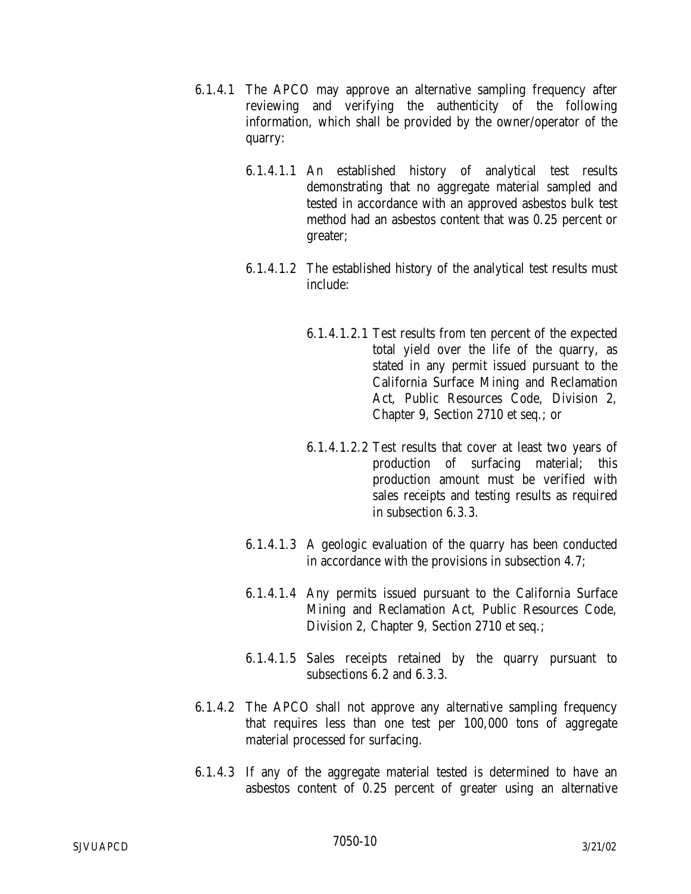6.1.4.1 The APCO may approve an alternative sampling frequency after reviewing and verifying the authenticity of the following information, which shall be provided by the owner/operator of the quarry:

6.1.4.1.1 An established history of analytical test results demonstrating that no aggregate material sampled and tested in accordance with an approved asbestos bulk test method had an asbestos content that was 0.25 percent or greater;

6.1.4.1.2 The established history of the analytical test results must include:

6.1.4.1.2.1 Test results from ten percent of the expected total yield over the life of the quarry, as stated in any permit issued pursuant to the California Surface Mining and Reclamation Act, Public Resources Code, Division 2, Chapter 9, Section 2710 et seq.; or

6.1.4.1.2.2 Test results that cover at least two years of production of surfacing material; this production amount must be verified with sales receipts and testing results as required in subsection 6.3.3.

6.1.4.1.3 A geologic evaluation of the quarry has been conducted in accordance with the provisions in subsection 4.7;

6.1.4.1.4 Any permits issued pursuant to the California Surface Mining and Reclamation Act, Public Resources Code, Division 2, Chapter 9, Section 2710 et seq.;

6.1.4.1.5 Sales receipts retained by the quarry pursuant to subsections 6.2 and 6.3.3.

6.1.4.2 The APCO shall not approve any alternative sampling frequency that requires less than one test per 100,000 tons of aggregate material processed for surfacing.

6.1.4.3 If any of the aggregate material tested is determined to have an asbestos content of 0.25 percent of greater using an alternative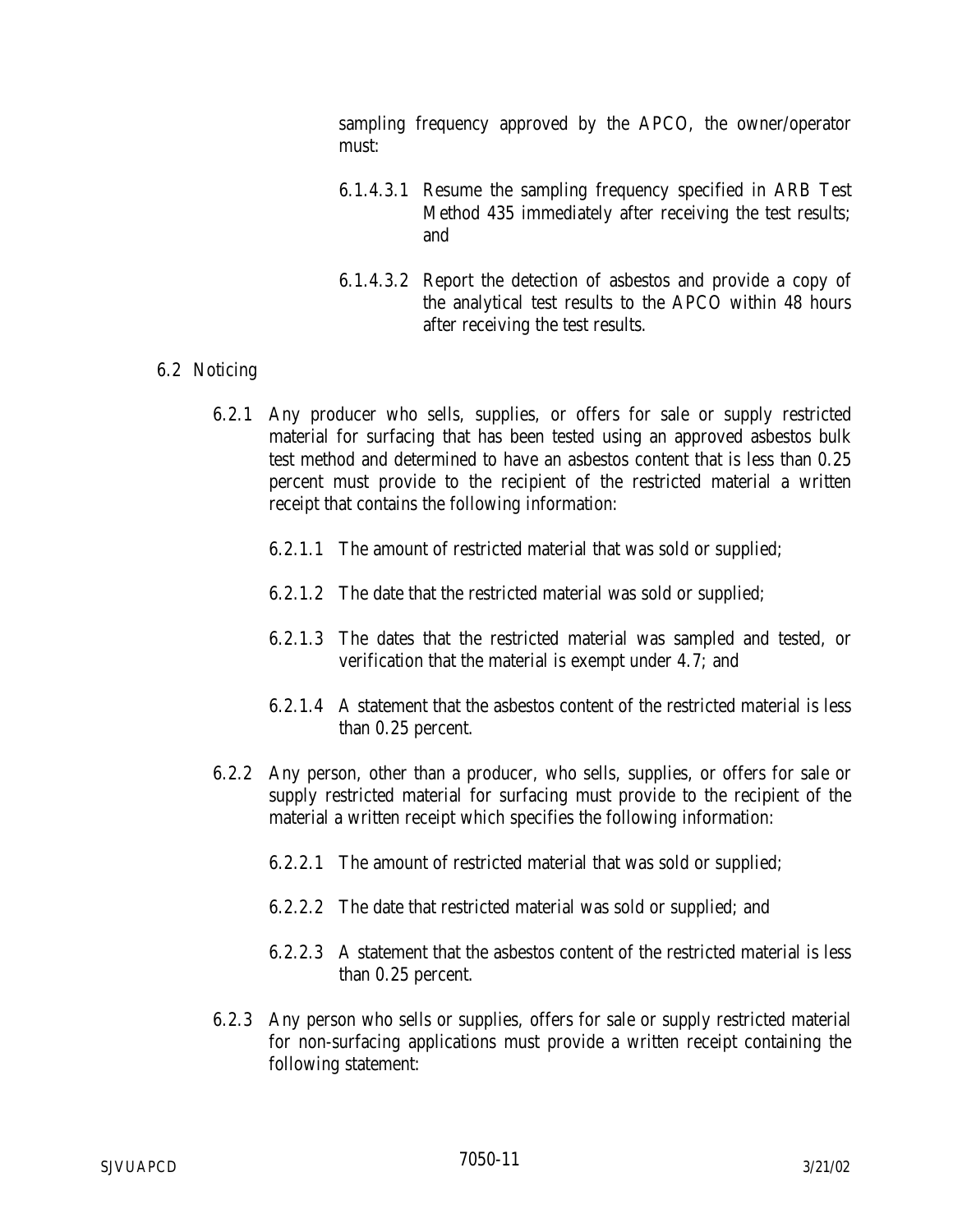sampling frequency approved by the APCO, the owner/operator must:

6.1.4.3.1 Resume the sampling frequency specified in ARB Test Method 435 immediately after receiving the test results; and

6.1.4.3.2 Report the detection of asbestos and provide a copy of the analytical test results to the APCO within 48 hours after receiving the test results.

6.2 Noticing

6.2.1 Any producer who sells, supplies, or offers for sale or supply restricted material for surfacing that has been tested using an approved asbestos bulk test method and determined to have an asbestos content that is less than 0.25 percent must provide to the recipient of the restricted material a written receipt that contains the following information:

6.2.1.1 The amount of restricted material that was sold or supplied;

6.2.1.2 The date that the restricted material was sold or supplied;

6.2.1.3 The dates that the restricted material was sampled and tested, or verification that the material is exempt under 4.7; and

6.2.1.4 A statement that the asbestos content of the restricted material is less than 0.25 percent.

6.2.2 Any person, other than a producer, who sells, supplies, or offers for sale or supply restricted material for surfacing must provide to the recipient of the material a written receipt which specifies the following information:

6.2.2.1 The amount of restricted material that was sold or supplied;

6.2.2.2 The date that restricted material was sold or supplied; and

6.2.2.3 A statement that the asbestos content of the restricted material is less than 0.25 percent.

6.2.3 Any person who sells or supplies, offers for sale or supply restricted material for non-surfacing applications must provide a written receipt containing the following statement: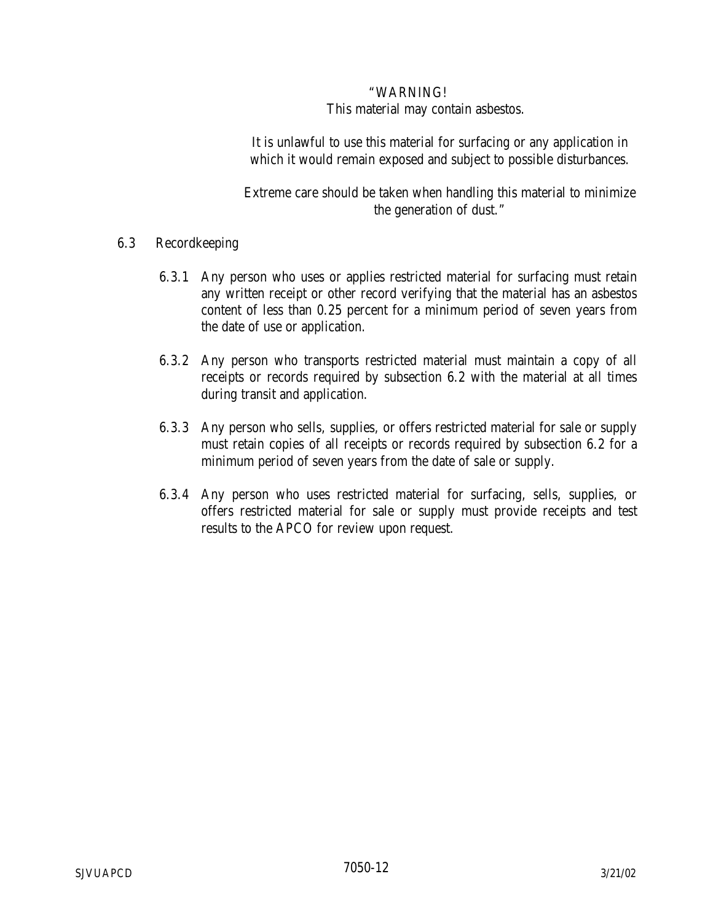"WARNING!
This material may contain asbestos.

It is unlawful to use this material for surfacing or any application in which it would remain exposed and subject to possible disturbances.

Extreme care should be taken when handling this material to minimize the generation of dust."

6.3 Recordkeeping

6.3.1 Any person who uses or applies restricted material for surfacing must retain any written receipt or other record verifying that the material has an asbestos content of less than 0.25 percent for a minimum period of seven years from the date of use or application.

6.3.2 Any person who transports restricted material must maintain a copy of all receipts or records required by subsection 6.2 with the material at all times during transit and application.

6.3.3 Any person who sells, supplies, or offers restricted material for sale or supply must retain copies of all receipts or records required by subsection 6.2 for a minimum period of seven years from the date of sale or supply.

6.3.4 Any person who uses restricted material for surfacing, sells, supplies, or offers restricted material for sale or supply must provide receipts and test results to the APCO for review upon request.